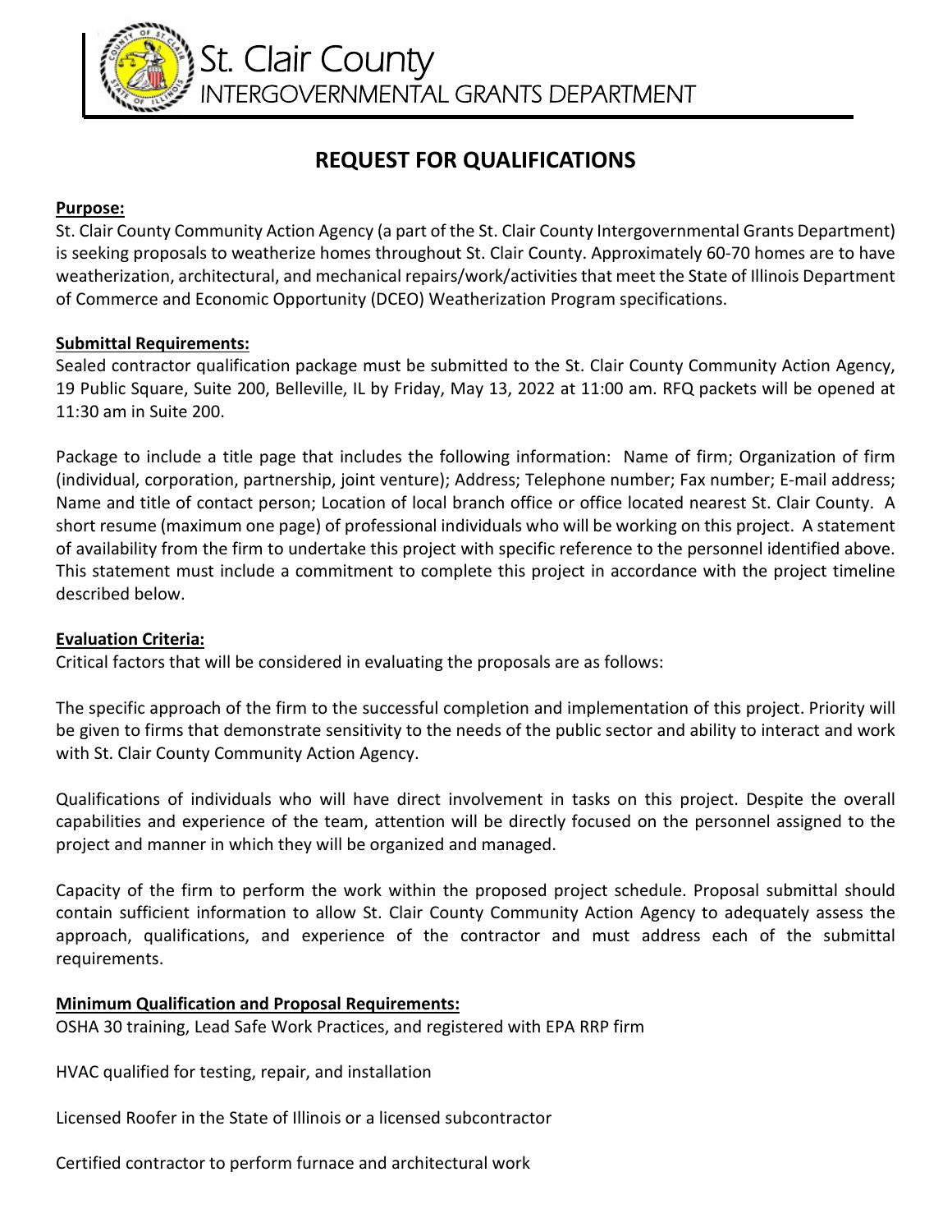# St. Clair County

## INTERGOVERNMENTAL GRANTS DEPARTMENT

# REQUEST FOR QUALIFICATIONS

**Purpose:**

St. Clair County Community Action Agency (a part of the St. Clair County Intergovernmental Grants Department) is seeking proposals to weatherize homes throughout St. Clair County. Approximately 60-70 homes are to have weatherization, architectural, and mechanical repairs/work/activities that meet the State of Illinois Department of Commerce and Economic Opportunity (DCEO) Weatherization Program specifications.

**Submittal Requirements:**

Sealed contractor qualification package must be submitted to the St. Clair County Community Action Agency, 19 Public Square, Suite 200, Belleville, IL by Friday, May 13, 2022 at 11:00 am. RFQ packets will be opened at 11:30 am in Suite 200.

Package to include a title page that includes the following information: Name of firm; Organization of firm (individual, corporation, partnership, joint venture); Address; Telephone number; Fax number; E-mail address; Name and title of contact person; Location of local branch office or office located nearest St. Clair County. A short resume (maximum one page) of professional individuals who will be working on this project. A statement of availability from the firm to undertake this project with specific reference to the personnel identified above. This statement must include a commitment to complete this project in accordance with the project timeline described below.

**Evaluation Criteria:**

Critical factors that will be considered in evaluating the proposals are as follows:

The specific approach of the firm to the successful completion and implementation of this project. Priority will be given to firms that demonstrate sensitivity to the needs of the public sector and ability to interact and work with St. Clair County Community Action Agency.

Qualifications of individuals who will have direct involvement in tasks on this project. Despite the overall capabilities and experience of the team, attention will be directly focused on the personnel assigned to the project and manner in which they will be organized and managed.

Capacity of the firm to perform the work within the proposed project schedule. Proposal submittal should contain sufficient information to allow St. Clair County Community Action Agency to adequately assess the approach, qualifications, and experience of the contractor and must address each of the submittal requirements.

**Minimum Qualification and Proposal Requirements:**

OSHA 30 training, Lead Safe Work Practices, and registered with EPA RRP firm

HVAC qualified for testing, repair, and installation

Licensed Roofer in the State of Illinois or a licensed subcontractor

Certified contractor to perform furnace and architectural work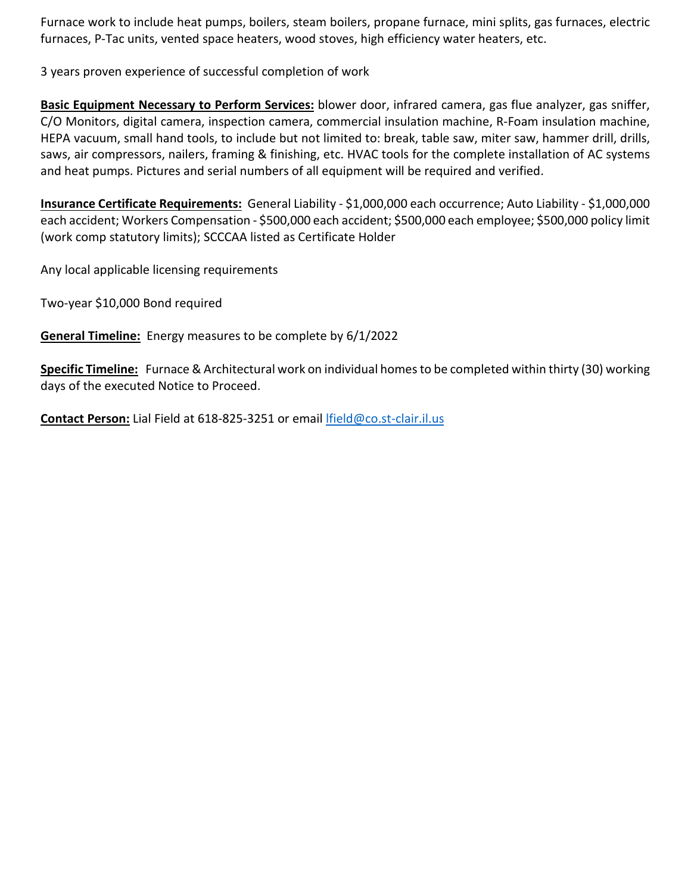Furnace work to include heat pumps, boilers, steam boilers, propane furnace, mini splits, gas furnaces, electric furnaces, P-Tac units, vented space heaters, wood stoves, high efficiency water heaters, etc.

3 years proven experience of successful completion of work

**Basic Equipment Necessary to Perform Services:** blower door, infrared camera, gas flue analyzer, gas sniffer, C/O Monitors, digital camera, inspection camera, commercial insulation machine, R-Foam insulation machine, HEPA vacuum, small hand tools, to include but not limited to: break, table saw, miter saw, hammer drill, drills, saws, air compressors, nailers, framing & finishing, etc. HVAC tools for the complete installation of AC systems and heat pumps. Pictures and serial numbers of all equipment will be required and verified.

**Insurance Certificate Requirements:** General Liability - $1,000,000 each occurrence; Auto Liability - $1,000,000 each accident; Workers Compensation - $500,000 each accident; $500,000 each employee; $500,000 policy limit (work comp statutory limits); SCCCAA listed as Certificate Holder

Any local applicable licensing requirements

Two-year $10,000 Bond required

**General Timeline:** Energy measures to be complete by 6/1/2022

**Specific Timeline:** Furnace & Architectural work on individual homes to be completed within thirty (30) working days of the executed Notice to Proceed.

**Contact Person:** Lial Field at 618-825-3251 or email lfield@co.st-clair.il.us